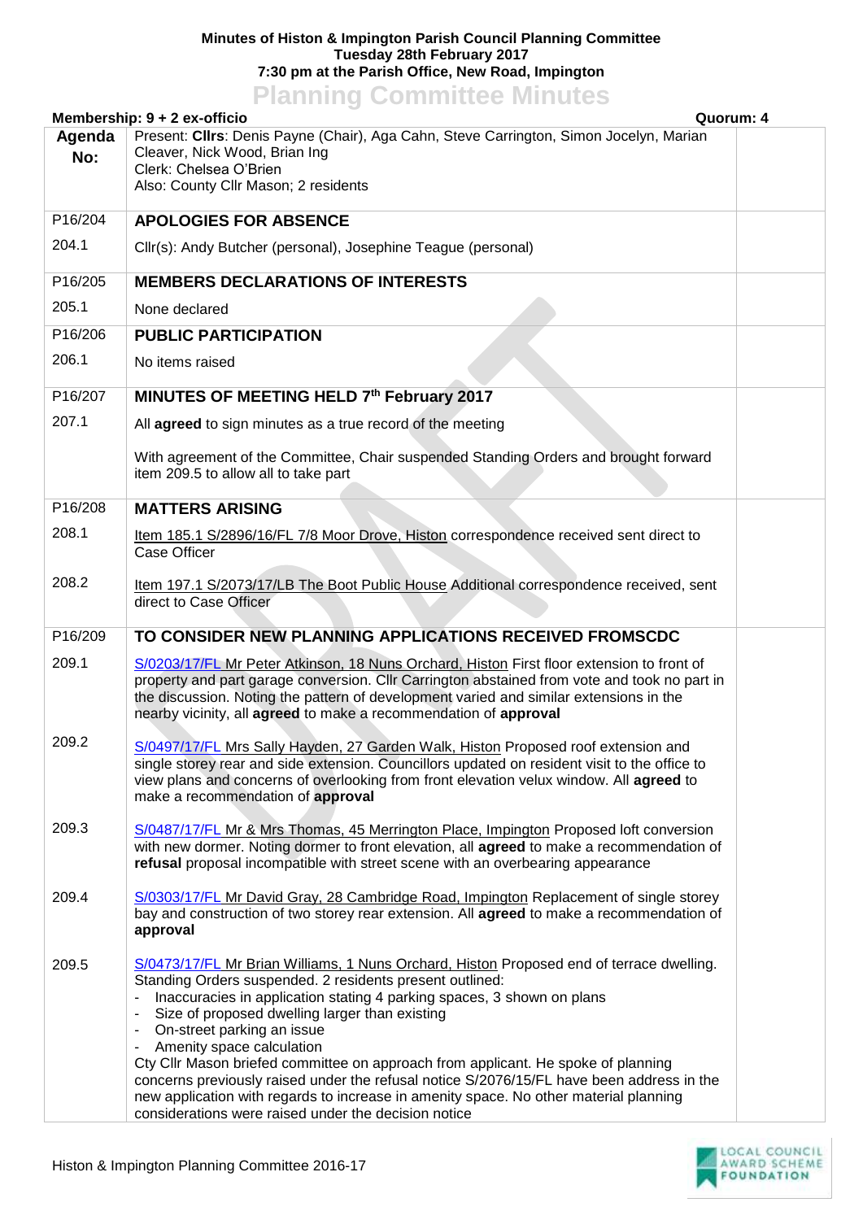**Minutes of Histon & Impington Parish Council Planning Committee**
**Tuesday 28th February 2017**
**7:30 pm at the Parish Office, New Road, Impington**

# Planning Committee Minutes

**Membership: 9 + 2 ex-officio** | **Quorum: 4**

| Agenda No: | | |
|---|---|---|
| | Present: **Cllrs**: Denis Payne (Chair), Aga Cahn, Steve Carrington, Simon Jocelyn, Marian Cleaver, Nick Wood, Brian Ing<br>Clerk: Chelsea O'Brien<br>Also: County Cllr Mason; 2 residents | |
| P16/204 | **APOLOGIES FOR ABSENCE** | |
| 204.1 | Cllr(s): Andy Butcher (personal), Josephine Teague (personal) | |
| P16/205 | **MEMBERS DECLARATIONS OF INTERESTS** | |
| 205.1 | None declared | |
| P16/206 | **PUBLIC PARTICIPATION** | |
| 206.1 | No items raised | |
| P16/207 | **MINUTES OF MEETING HELD 7th February 2017** | |
| 207.1 | All **agreed** to sign minutes as a true record of the meeting<br><br>With agreement of the Committee, Chair suspended Standing Orders and brought forward item 209.5 to allow all to take part | |
| P16/208 | **MATTERS ARISING** | |
| 208.1 | Item 185.1 S/2896/16/FL 7/8 Moor Drove, Histon correspondence received sent direct to Case Officer | |
| 208.2 | Item 197.1 S/2073/17/LB The Boot Public House Additional correspondence received, sent direct to Case Officer | |
| P16/209 | **TO CONSIDER NEW PLANNING APPLICATIONS RECEIVED FROMSCDC** | |
| 209.1 | S/0203/17/FL Mr Peter Atkinson, 18 Nuns Orchard, Histon First floor extension to front of property and part garage conversion. Cllr Carrington abstained from vote and took no part in the discussion. Noting the pattern of development varied and similar extensions in the nearby vicinity, all **agreed** to make a recommendation of **approval** | |
| 209.2 | S/0497/17/FL Mrs Sally Hayden, 27 Garden Walk, Histon Proposed roof extension and single storey rear and side extension. Councillors updated on resident visit to the office to view plans and concerns of overlooking from front elevation velux window. All **agreed** to make a recommendation of **approval** | |
| 209.3 | S/0487/17/FL Mr & Mrs Thomas, 45 Merrington Place, Impington Proposed loft conversion with new dormer. Noting dormer to front elevation, all **agreed** to make a recommendation of **refusal** proposal incompatible with street scene with an overbearing appearance | |
| 209.4 | S/0303/17/FL Mr David Gray, 28 Cambridge Road, Impington Replacement of single storey bay and construction of two storey rear extension. All **agreed** to make a recommendation of **approval** | |
| 209.5 | S/0473/17/FL Mr Brian Williams, 1 Nuns Orchard, Histon Proposed end of terrace dwelling. Standing Orders suspended. 2 residents present outlined:<br>- Inaccuracies in application stating 4 parking spaces, 3 shown on plans<br>- Size of proposed dwelling larger than existing<br>- On-street parking an issue<br>- Amenity space calculation<br><br>Cty Cllr Mason briefed committee on approach from applicant. He spoke of planning concerns previously raised under the refusal notice S/2076/15/FL have been address in the new application with regards to increase in amenity space. No other material planning considerations were raised under the decision notice | |

Histon & Impington Planning Committee 2016-17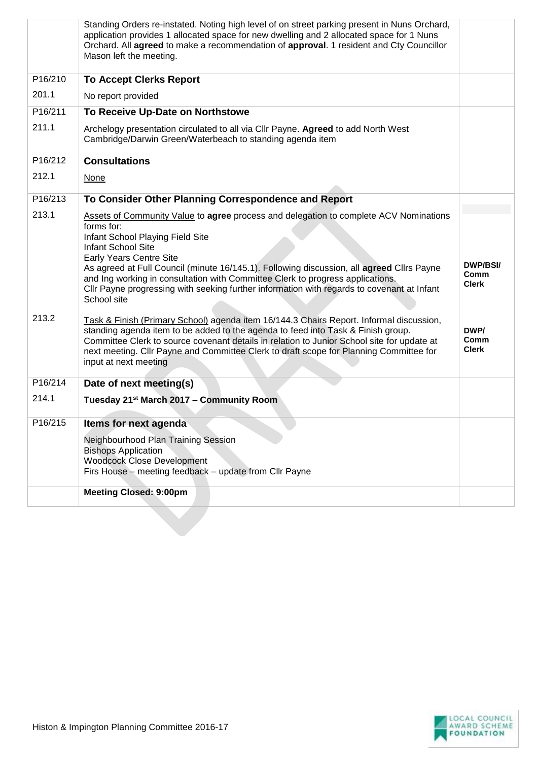| | | |
|---|---|---|
| | Standing Orders re-instated. Noting high level of on street parking present in Nuns Orchard, application provides 1 allocated space for new dwelling and 2 allocated space for 1 Nuns Orchard. All **agreed** to make a recommendation of **approval**. 1 resident and Cty Councillor Mason left the meeting. | |
| P16/210 | **To Accept Clerks Report** | |
| 201.1 | No report provided | |
| P16/211 | **To Receive Up-Date on Northstowe** | |
| 211.1 | Archelogy presentation circulated to all via Cllr Payne. **Agreed** to add North West Cambridge/Darwin Green/Waterbeach to standing agenda item | |
| P16/212 | **Consultations** | |
| 212.1 | None | |
| P16/213 | **To Consider Other Planning Correspondence and Report** | |
| 213.1 | Assets of Community Value to **agree** process and delegation to complete ACV Nominations forms for:<br>Infant School Playing Field Site<br>Infant School Site<br>Early Years Centre Site<br>As agreed at Full Council (minute 16/145.1). Following discussion, all **agreed** Cllrs Payne and Ing working in consultation with Committee Clerk to progress applications.<br>Cllr Payne progressing with seeking further information with regards to covenant at Infant School site | **DWP/BSI/ Comm Clerk** |
| 213.2 | Task & Finish (Primary School) agenda item 16/144.3 Chairs Report. Informal discussion, standing agenda item to be added to the agenda to feed into Task & Finish group.<br>Committee Clerk to source covenant details in relation to Junior School site for update at next meeting. Cllr Payne and Committee Clerk to draft scope for Planning Committee for input at next meeting | **DWP/ Comm Clerk** |
| P16/214 | **Date of next meeting(s)** | |
| 214.1 | **Tuesday 21st March 2017 – Community Room** | |
| P16/215 | **Items for next agenda**<br>Neighbourhood Plan Training Session<br>Bishops Application<br>Woodcock Close Development<br>Firs House – meeting feedback – update from Cllr Payne | |
| | **Meeting Closed: 9:00pm** | |

Histon & Impington Planning Committee 2016-17